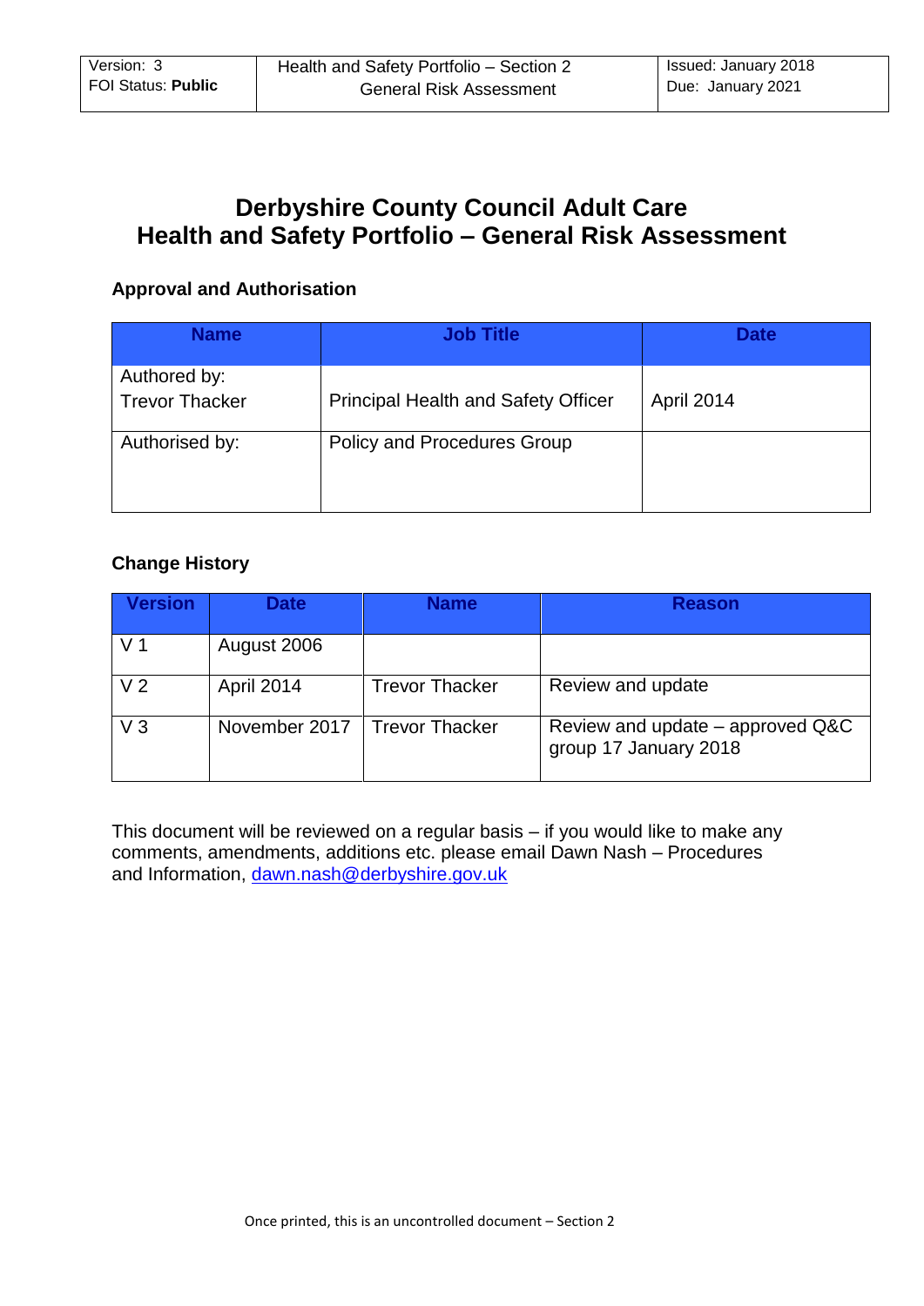# Derbyshire County Council Adult Care
# Health and Safety Portfolio – General Risk Assessment

### Approval and Authorisation

| Name | Job Title | Date |
|---|---|---|
| Authored by: Trevor Thacker | Principal Health and Safety Officer | April 2014 |
| Authorised by: | Policy and Procedures Group | |

### Change History

| Version | Date | Name | Reason |
|---|---|---|---|
| V 1 | August 2006 | | |
| V 2 | April 2014 | Trevor Thacker | Review and update |
| V 3 | November 2017 | Trevor Thacker | Review and update – approved Q&C group 17 January 2018 |

This document will be reviewed on a regular basis – if you would like to make any comments, amendments, additions etc. please email Dawn Nash – Procedures and Information, dawn.nash@derbyshire.gov.uk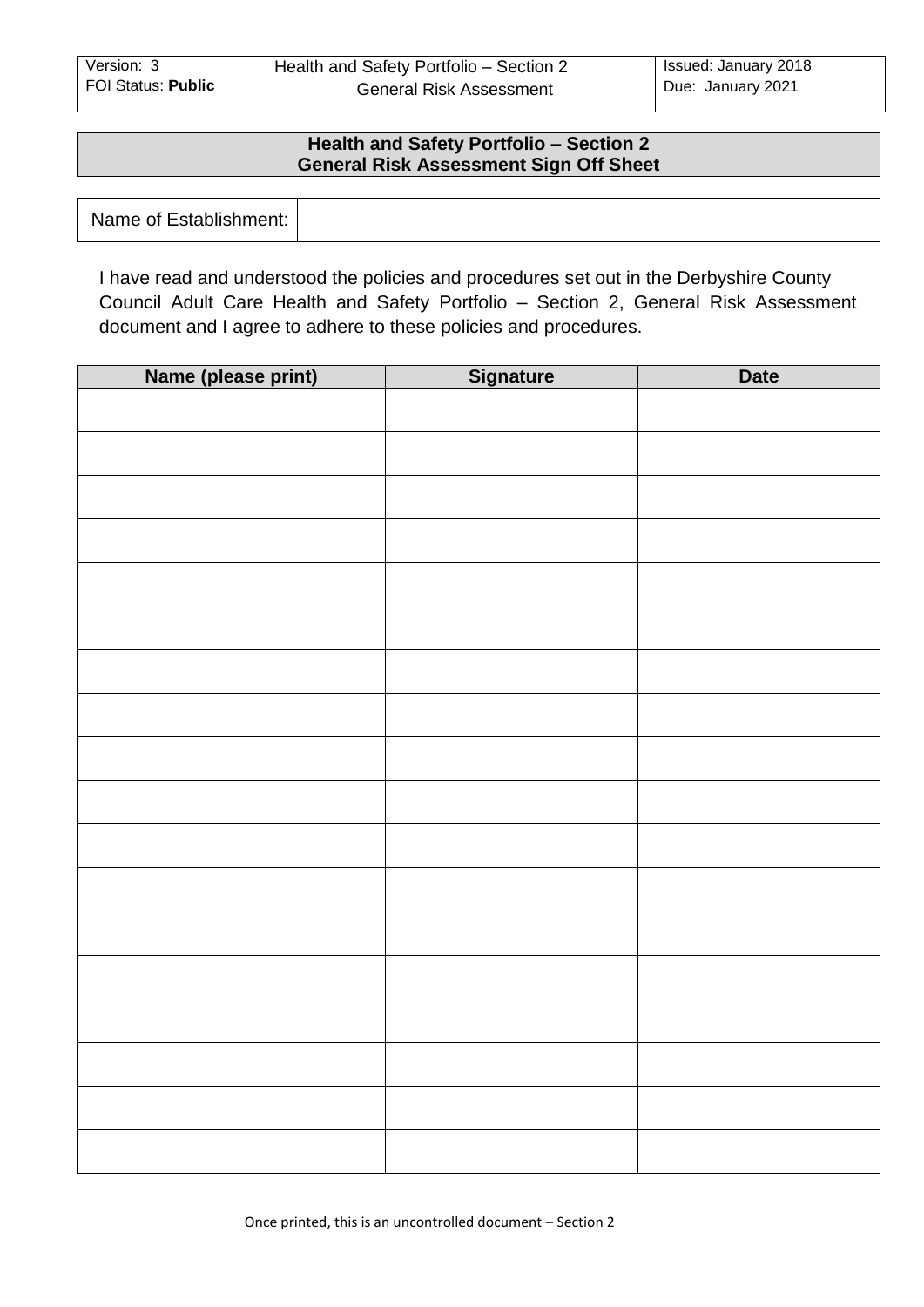## Health and Safety Portfolio – Section 2
## General Risk Assessment Sign Off Sheet

| Name of Establishment: | |
|---|---|

I have read and understood the policies and procedures set out in the Derbyshire County Council Adult Care Health and Safety Portfolio – Section 2, General Risk Assessment document and I agree to adhere to these policies and procedures.

| Name (please print) | Signature | Date |
|---|---|---|
| | | |
| | | |
| | | |
| | | |
| | | |
| | | |
| | | |
| | | |
| | | |
| | | |
| | | |
| | | |
| | | |
| | | |
| | | |
| | | |
| | | |
| | | |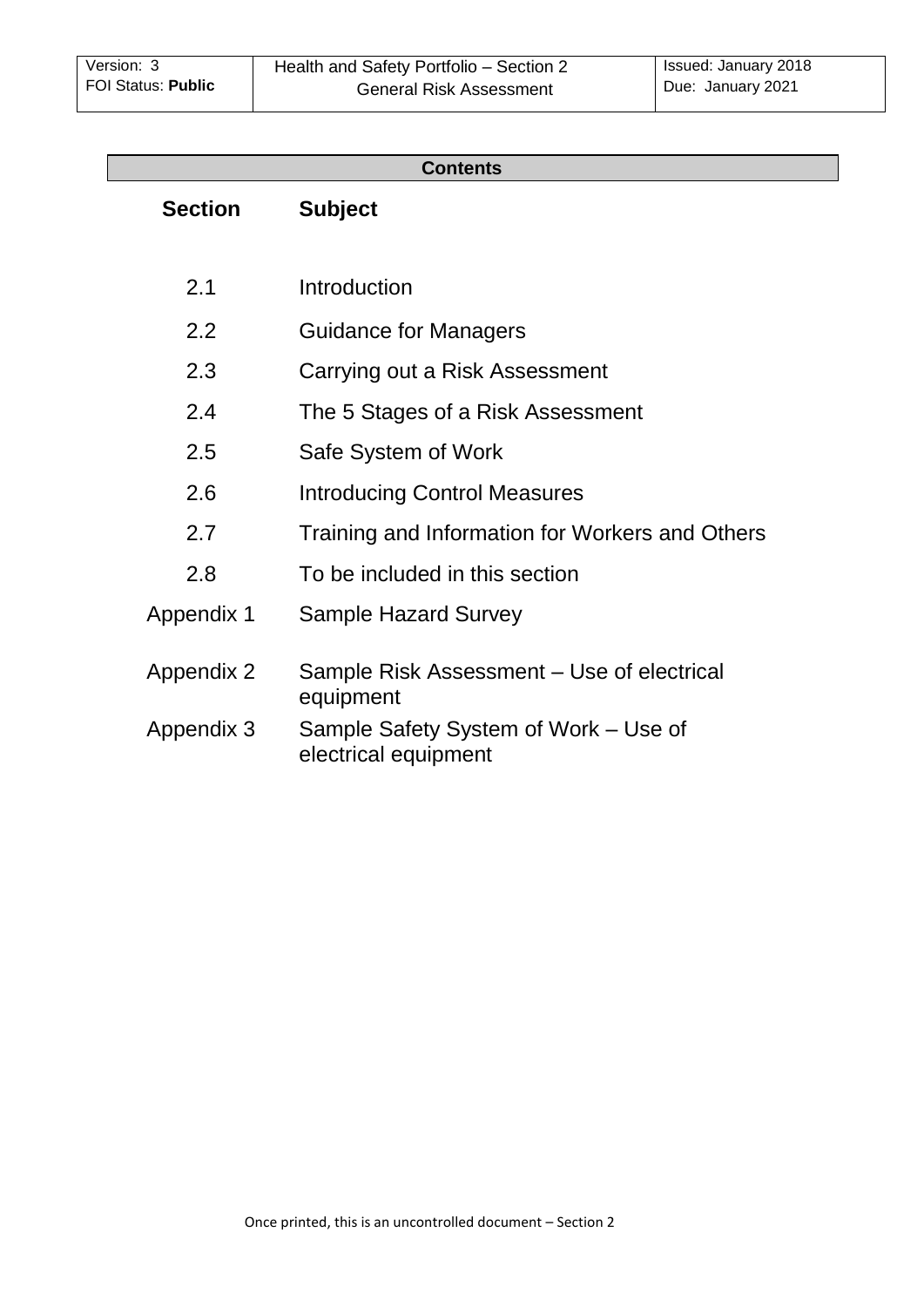## Contents

| Section | Subject |
|---|---|
| 2.1 | Introduction |
| 2.2 | Guidance for Managers |
| 2.3 | Carrying out a Risk Assessment |
| 2.4 | The 5 Stages of a Risk Assessment |
| 2.5 | Safe System of Work |
| 2.6 | Introducing Control Measures |
| 2.7 | Training and Information for Workers and Others |
| 2.8 | To be included in this section |
| Appendix 1 | Sample Hazard Survey |
| Appendix 2 | Sample Risk Assessment – Use of electrical equipment |
| Appendix 3 | Sample Safety System of Work – Use of electrical equipment |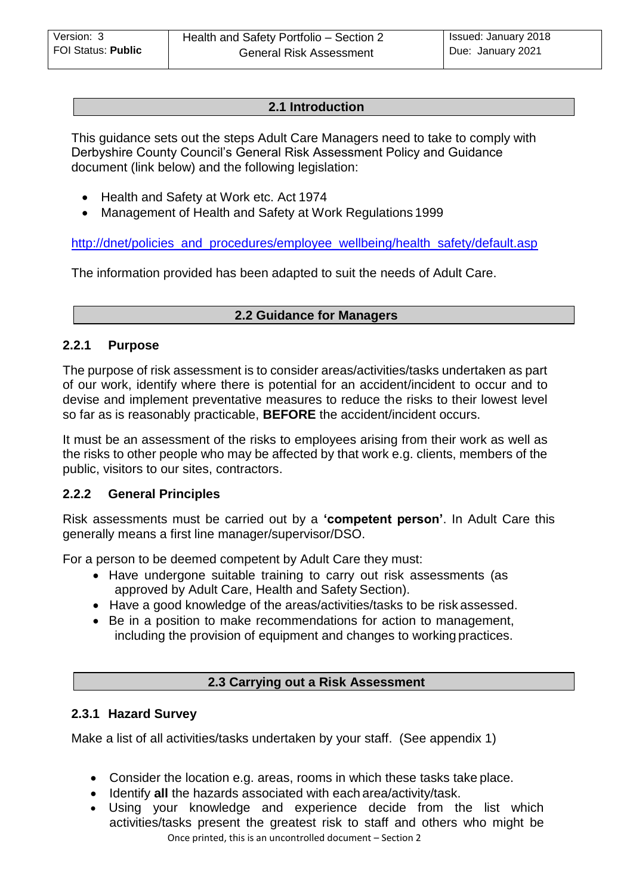## 2.1 Introduction

This guidance sets out the steps Adult Care Managers need to take to comply with Derbyshire County Council's General Risk Assessment Policy and Guidance document (link below) and the following legislation:

- Health and Safety at Work etc. Act 1974
- Management of Health and Safety at Work Regulations 1999

http://dnet/policies_and_procedures/employee_wellbeing/health_safety/default.asp

The information provided has been adapted to suit the needs of Adult Care.

## 2.2 Guidance for Managers

### 2.2.1 Purpose

The purpose of risk assessment is to consider areas/activities/tasks undertaken as part of our work, identify where there is potential for an accident/incident to occur and to devise and implement preventative measures to reduce the risks to their lowest level so far as is reasonably practicable, **BEFORE** the accident/incident occurs.

It must be an assessment of the risks to employees arising from their work as well as the risks to other people who may be affected by that work e.g. clients, members of the public, visitors to our sites, contractors.

### 2.2.2 General Principles

Risk assessments must be carried out by a **'competent person'**. In Adult Care this generally means a first line manager/supervisor/DSO.

For a person to be deemed competent by Adult Care they must:

- Have undergone suitable training to carry out risk assessments (as approved by Adult Care, Health and Safety Section).
- Have a good knowledge of the areas/activities/tasks to be risk assessed.
- Be in a position to make recommendations for action to management, including the provision of equipment and changes to working practices.

## 2.3 Carrying out a Risk Assessment

### 2.3.1 Hazard Survey

Make a list of all activities/tasks undertaken by your staff. (See appendix 1)

- Consider the location e.g. areas, rooms in which these tasks take place.
- Identify **all** the hazards associated with each area/activity/task.
- Using your knowledge and experience decide from the list which activities/tasks present the greatest risk to staff and others who might be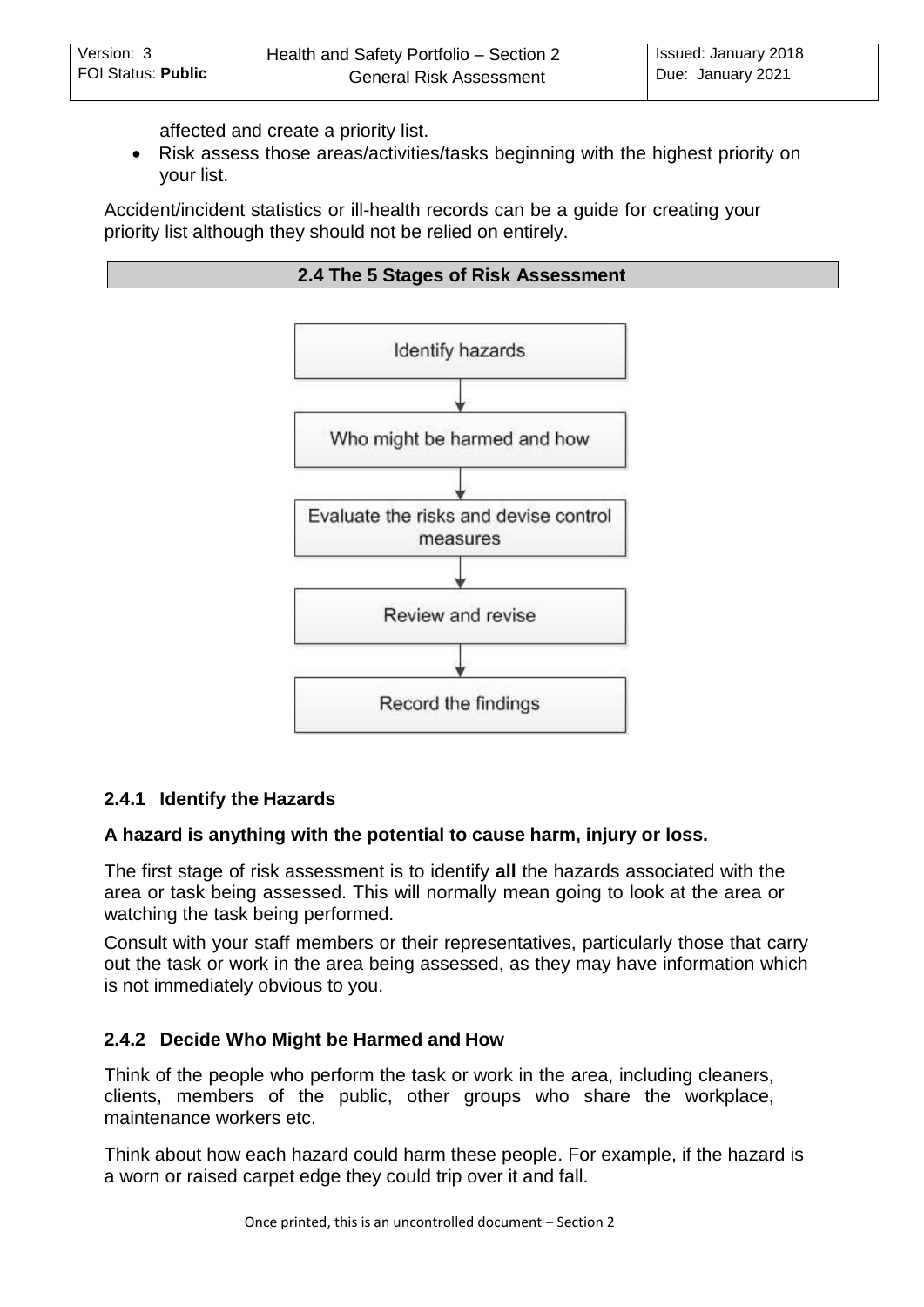affected and create a priority list.

- Risk assess those areas/activities/tasks beginning with the highest priority on your list.

Accident/incident statistics or ill-health records can be a guide for creating your priority list although they should not be relied on entirely.

## 2.4 The 5 Stages of Risk Assessment

Identify hazards

↓

Who might be harmed and how

↓

Evaluate the risks and devise control measures

↓

Review and revise

↓

Record the findings

### 2.4.1 Identify the Hazards

**A hazard is anything with the potential to cause harm, injury or loss.**

The first stage of risk assessment is to identify **all** the hazards associated with the area or task being assessed. This will normally mean going to look at the area or watching the task being performed.

Consult with your staff members or their representatives, particularly those that carry out the task or work in the area being assessed, as they may have information which is not immediately obvious to you.

### 2.4.2 Decide Who Might be Harmed and How

Think of the people who perform the task or work in the area, including cleaners, clients, members of the public, other groups who share the workplace, maintenance workers etc.

Think about how each hazard could harm these people. For example, if the hazard is a worn or raised carpet edge they could trip over it and fall.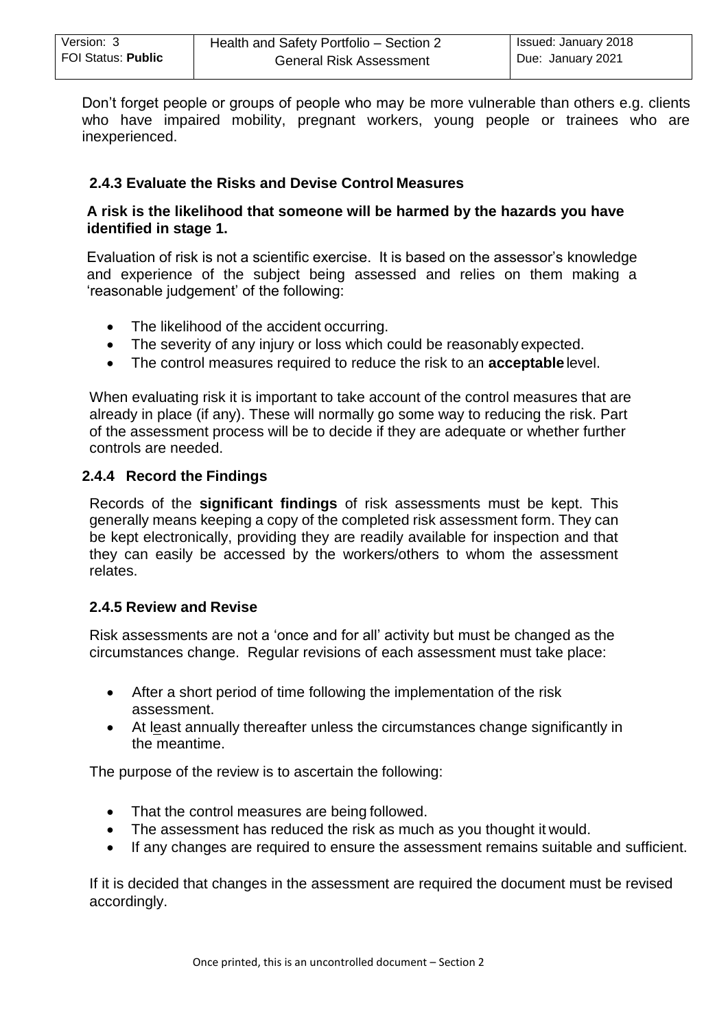Don't forget people or groups of people who may be more vulnerable than others e.g. clients who have impaired mobility, pregnant workers, young people or trainees who are inexperienced.

### 2.4.3 Evaluate the Risks and Devise Control Measures

**A risk is the likelihood that someone will be harmed by the hazards you have identified in stage 1.**

Evaluation of risk is not a scientific exercise. It is based on the assessor's knowledge and experience of the subject being assessed and relies on them making a 'reasonable judgement' of the following:

- The likelihood of the accident occurring.
- The severity of any injury or loss which could be reasonably expected.
- The control measures required to reduce the risk to an **acceptable** level.

When evaluating risk it is important to take account of the control measures that are already in place (if any). These will normally go some way to reducing the risk. Part of the assessment process will be to decide if they are adequate or whether further controls are needed.

### 2.4.4 Record the Findings

Records of the **significant findings** of risk assessments must be kept. This generally means keeping a copy of the completed risk assessment form. They can be kept electronically, providing they are readily available for inspection and that they can easily be accessed by the workers/others to whom the assessment relates.

### 2.4.5 Review and Revise

Risk assessments are not a 'once and for all' activity but must be changed as the circumstances change. Regular revisions of each assessment must take place:

- After a short period of time following the implementation of the risk assessment.
- At least annually thereafter unless the circumstances change significantly in the meantime.

The purpose of the review is to ascertain the following:

- That the control measures are being followed.
- The assessment has reduced the risk as much as you thought it would.
- If any changes are required to ensure the assessment remains suitable and sufficient.

If it is decided that changes in the assessment are required the document must be revised accordingly.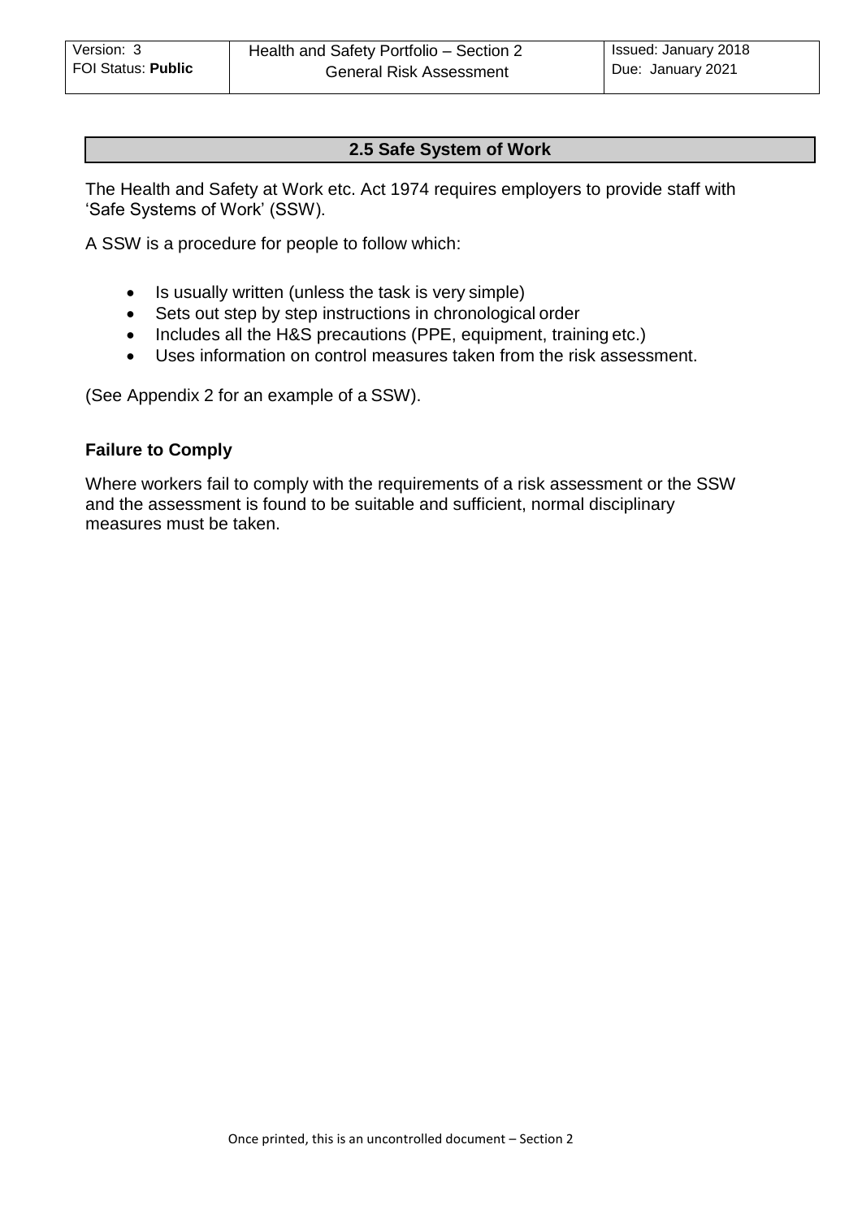## 2.5 Safe System of Work

The Health and Safety at Work etc. Act 1974 requires employers to provide staff with 'Safe Systems of Work' (SSW).

A SSW is a procedure for people to follow which:

- Is usually written (unless the task is very simple)
- Sets out step by step instructions in chronological order
- Includes all the H&S precautions (PPE, equipment, training etc.)
- Uses information on control measures taken from the risk assessment.

(See Appendix 2 for an example of a SSW).

### Failure to Comply

Where workers fail to comply with the requirements of a risk assessment or the SSW and the assessment is found to be suitable and sufficient, normal disciplinary measures must be taken.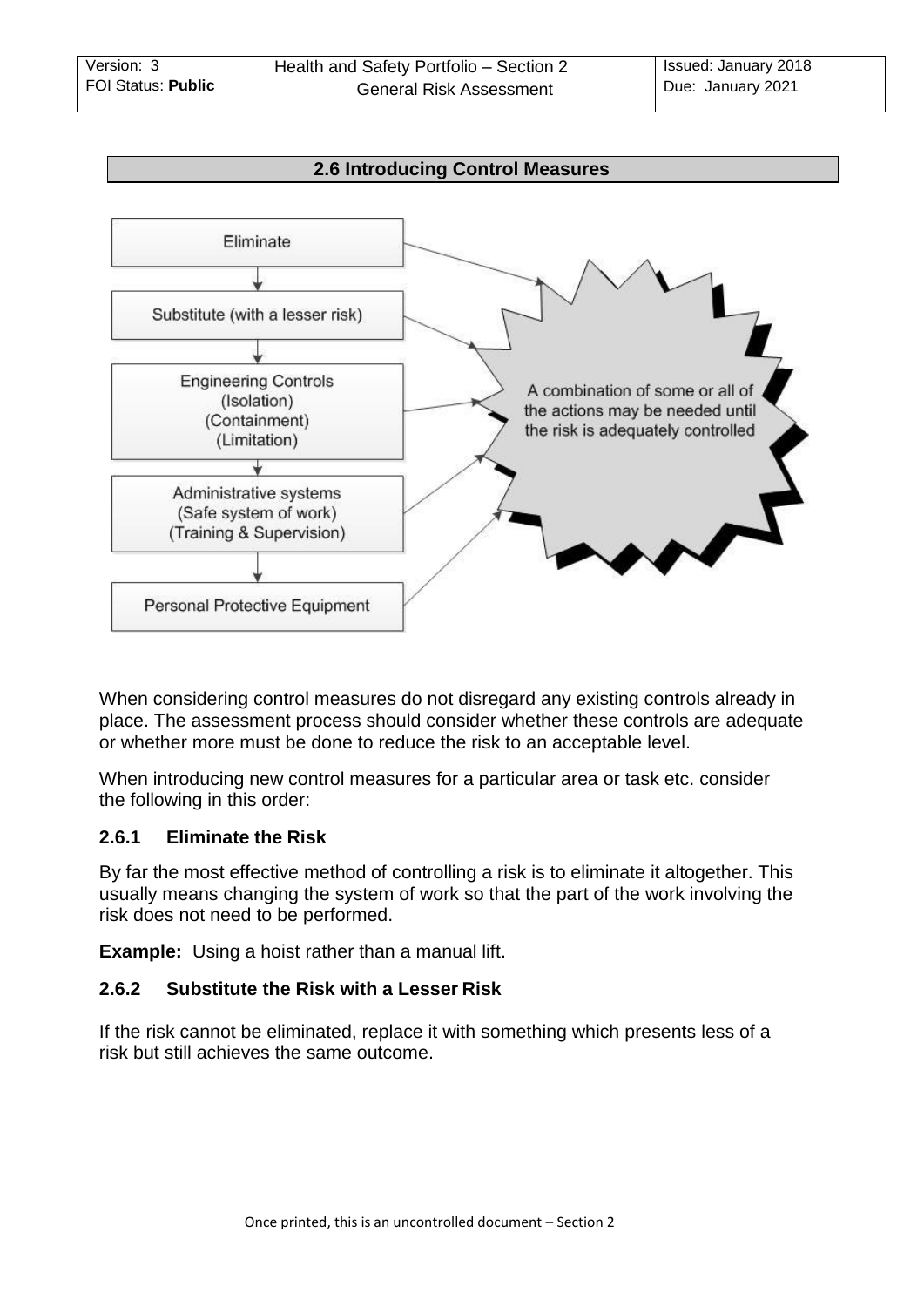## 2.6 Introducing Control Measures

- Eliminate
- Substitute (with a lesser risk)
- Engineering Controls (Isolation) (Containment) (Limitation)
- Administrative systems (Safe system of work) (Training & Supervision)
- Personal Protective Equipment

A combination of some or all of the actions may be needed until the risk is adequately controlled

When considering control measures do not disregard any existing controls already in place. The assessment process should consider whether these controls are adequate or whether more must be done to reduce the risk to an acceptable level.

When introducing new control measures for a particular area or task etc. consider the following in this order:

### 2.6.1 Eliminate the Risk

By far the most effective method of controlling a risk is to eliminate it altogether. This usually means changing the system of work so that the part of the work involving the risk does not need to be performed.

**Example:** Using a hoist rather than a manual lift.

### 2.6.2 Substitute the Risk with a Lesser Risk

If the risk cannot be eliminated, replace it with something which presents less of a risk but still achieves the same outcome.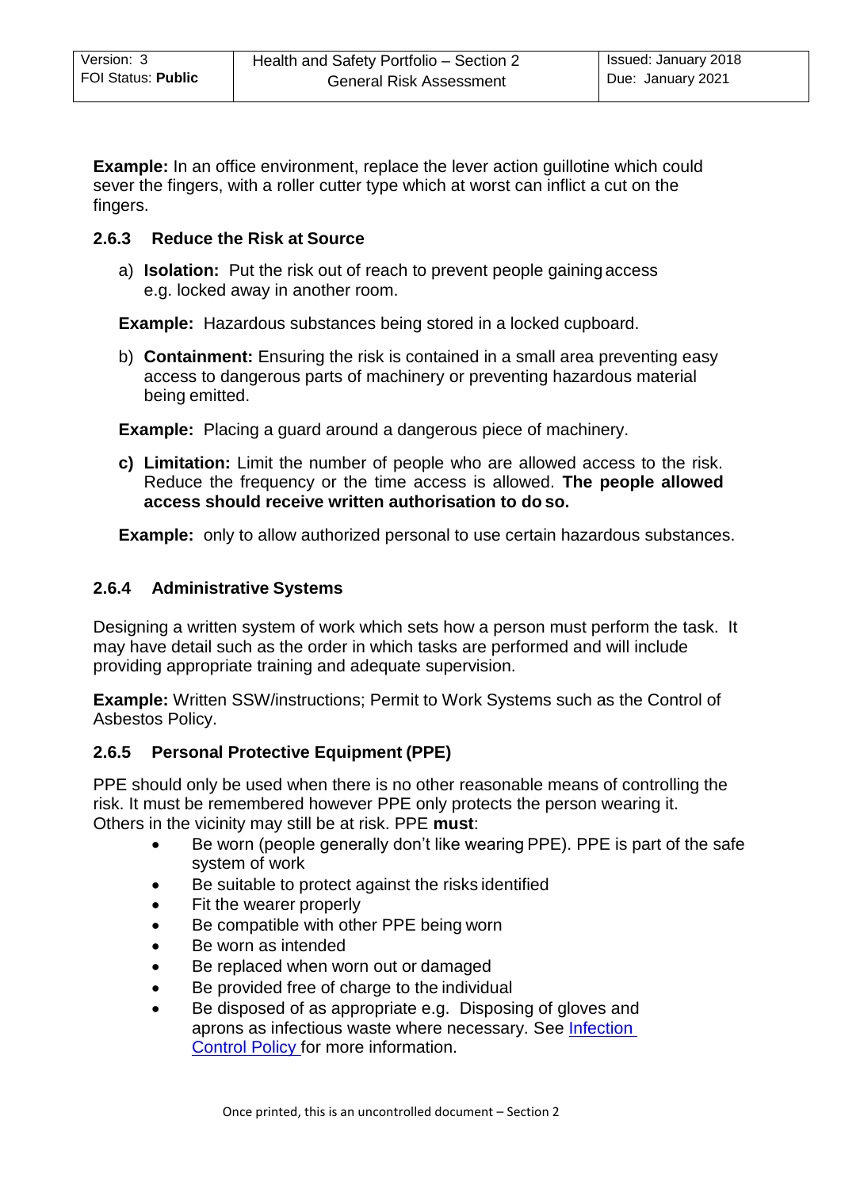**Example:** In an office environment, replace the lever action guillotine which could sever the fingers, with a roller cutter type which at worst can inflict a cut on the fingers.

### 2.6.3 Reduce the Risk at Source

a) **Isolation:** Put the risk out of reach to prevent people gaining access e.g. locked away in another room.

**Example:** Hazardous substances being stored in a locked cupboard.

b) **Containment:** Ensuring the risk is contained in a small area preventing easy access to dangerous parts of machinery or preventing hazardous material being emitted.

**Example:** Placing a guard around a dangerous piece of machinery.

**c) Limitation:** Limit the number of people who are allowed access to the risk. Reduce the frequency or the time access is allowed. **The people allowed access should receive written authorisation to do so.**

**Example:** only to allow authorized personal to use certain hazardous substances.

### 2.6.4 Administrative Systems

Designing a written system of work which sets how a person must perform the task. It may have detail such as the order in which tasks are performed and will include providing appropriate training and adequate supervision.

**Example:** Written SSW/instructions; Permit to Work Systems such as the Control of Asbestos Policy.

### 2.6.5 Personal Protective Equipment (PPE)

PPE should only be used when there is no other reasonable means of controlling the risk. It must be remembered however PPE only protects the person wearing it. Others in the vicinity may still be at risk. PPE **must**:

- Be worn (people generally don't like wearing PPE). PPE is part of the safe system of work
- Be suitable to protect against the risks identified
- Fit the wearer properly
- Be compatible with other PPE being worn
- Be worn as intended
- Be replaced when worn out or damaged
- Be provided free of charge to the individual
- Be disposed of as appropriate e.g. Disposing of gloves and aprons as infectious waste where necessary. See Infection Control Policy for more information.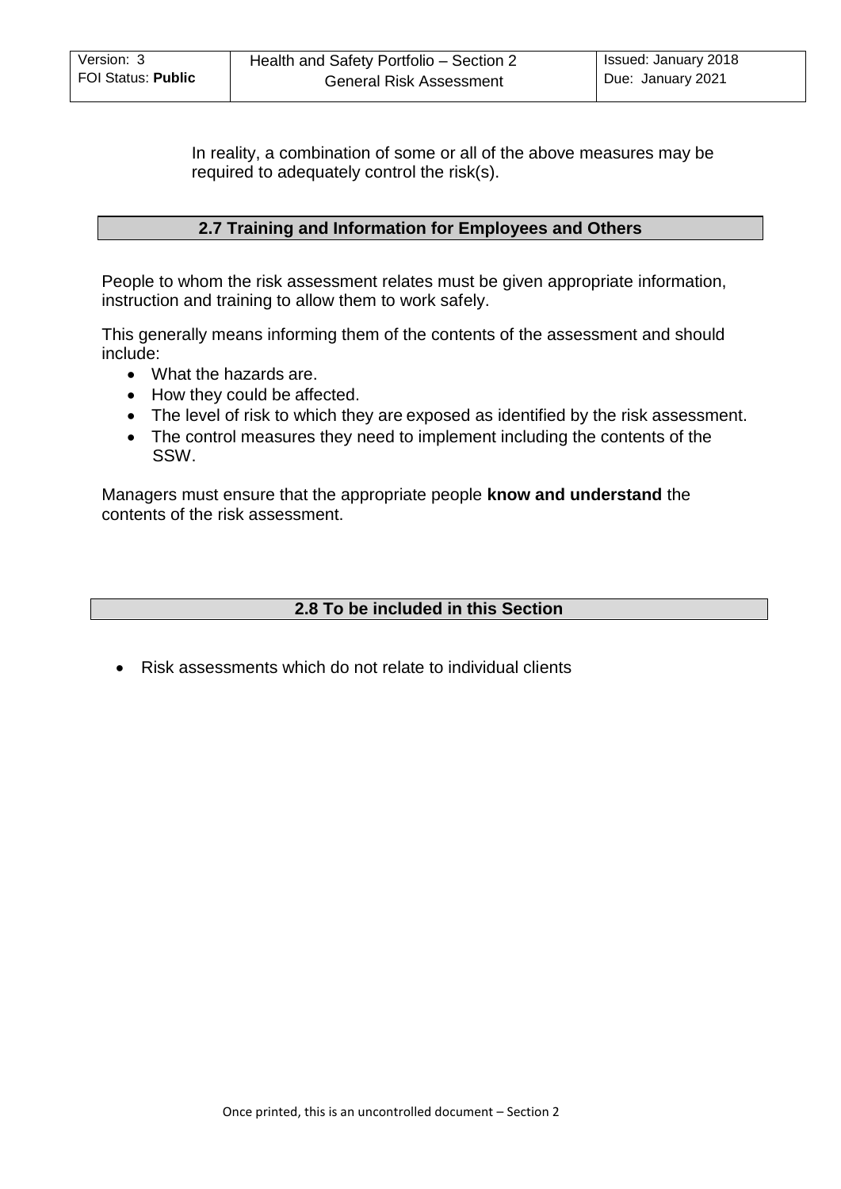In reality, a combination of some or all of the above measures may be required to adequately control the risk(s).

## 2.7 Training and Information for Employees and Others

People to whom the risk assessment relates must be given appropriate information, instruction and training to allow them to work safely.

This generally means informing them of the contents of the assessment and should include:

- What the hazards are.
- How they could be affected.
- The level of risk to which they are exposed as identified by the risk assessment.
- The control measures they need to implement including the contents of the SSW.

Managers must ensure that the appropriate people **know and understand** the contents of the risk assessment.

## 2.8 To be included in this Section

- Risk assessments which do not relate to individual clients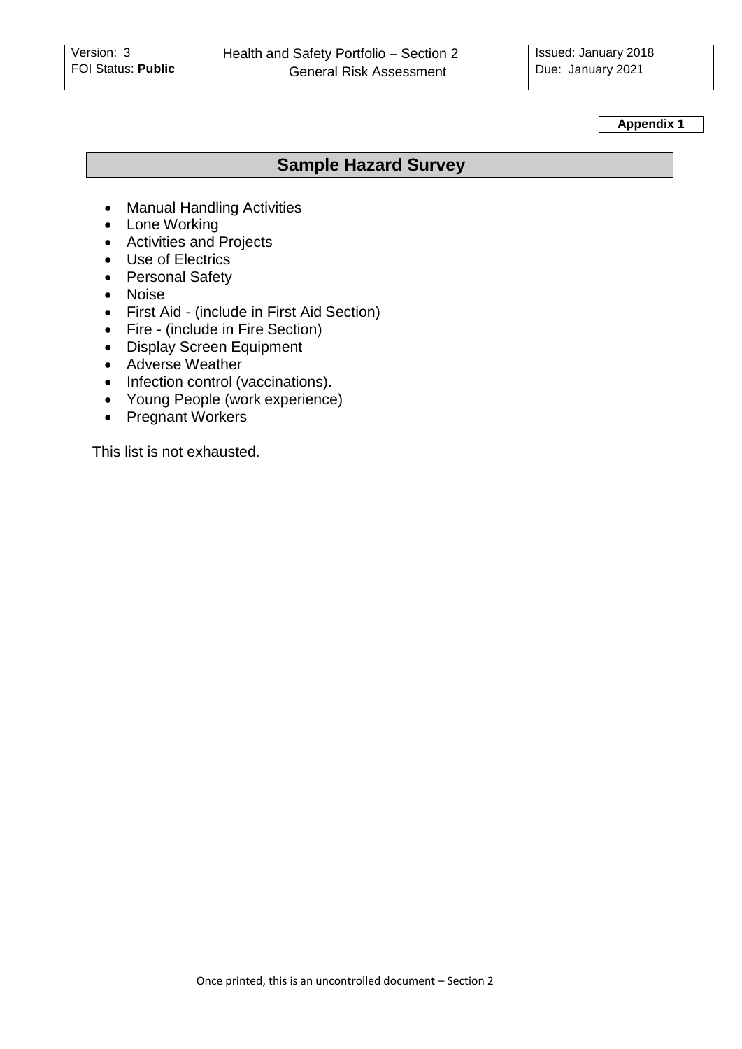Appendix 1

## Sample Hazard Survey

- Manual Handling Activities
- Lone Working
- Activities and Projects
- Use of Electrics
- Personal Safety
- Noise
- First Aid - (include in First Aid Section)
- Fire - (include in Fire Section)
- Display Screen Equipment
- Adverse Weather
- Infection control (vaccinations).
- Young People (work experience)
- Pregnant Workers

This list is not exhausted.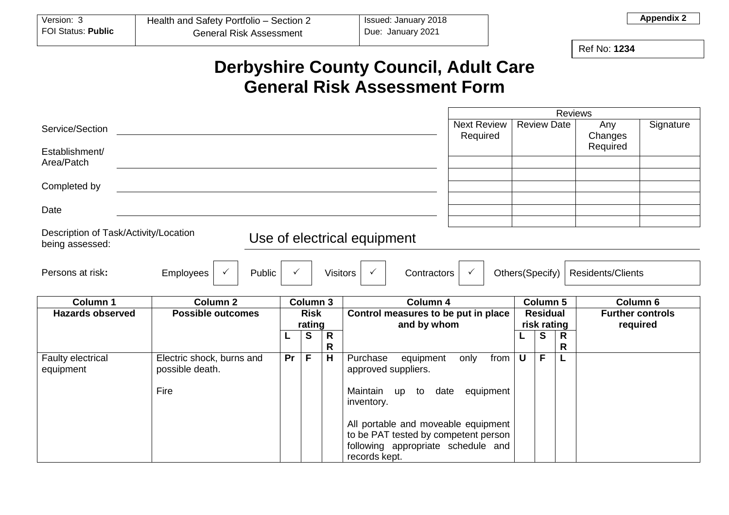| Version: 3<br>FOI Status: **Public** | Health and Safety Portfolio – Section 2<br>General Risk Assessment | Issued: January 2018<br>Due: January 2021 |
|---|---|---|

**Appendix 2**

Ref No: **1234**

# Derbyshire County Council, Adult Care
# General Risk Assessment Form

Service/Section

Establishment/ Area/Patch

Completed by

Date

| Reviews | | | |
|---|---|---|---|
| Next Review Required | Review Date | Any Changes Required | Signature |
| | | | |
| | | | |
| | | | |
| | | | |
| | | | |
| | | | |

Description of Task/Activity/Location being assessed: Use of electrical equipment

Persons at risk: Employees ✓ Public ✓ Visitors ✓ Contractors ✓ Others(Specify) Residents/Clients

| Column 1 | Column 2 | Column 3 | | | Column 4 | Column 5 | | | Column 6 |
|---|---|---|---|---|---|---|---|---|---|
| **Hazards observed** | **Possible outcomes** | **Risk rating** | | | **Control measures to be put in place and by whom** | **Residual risk rating** | | | **Further controls required** |
| | | **L** | **S** | **RR** | | **L** | **S** | **RR** | |
| Faulty electrical equipment | Electric shock, burns and possible death.<br><br>Fire | **Pr** | **F** | **H** | Purchase equipment only from approved suppliers.<br><br>Maintain up to date equipment inventory.<br><br>All portable and moveable equipment to be PAT tested by competent person following appropriate schedule and records kept. | **U** | **F** | **L** | |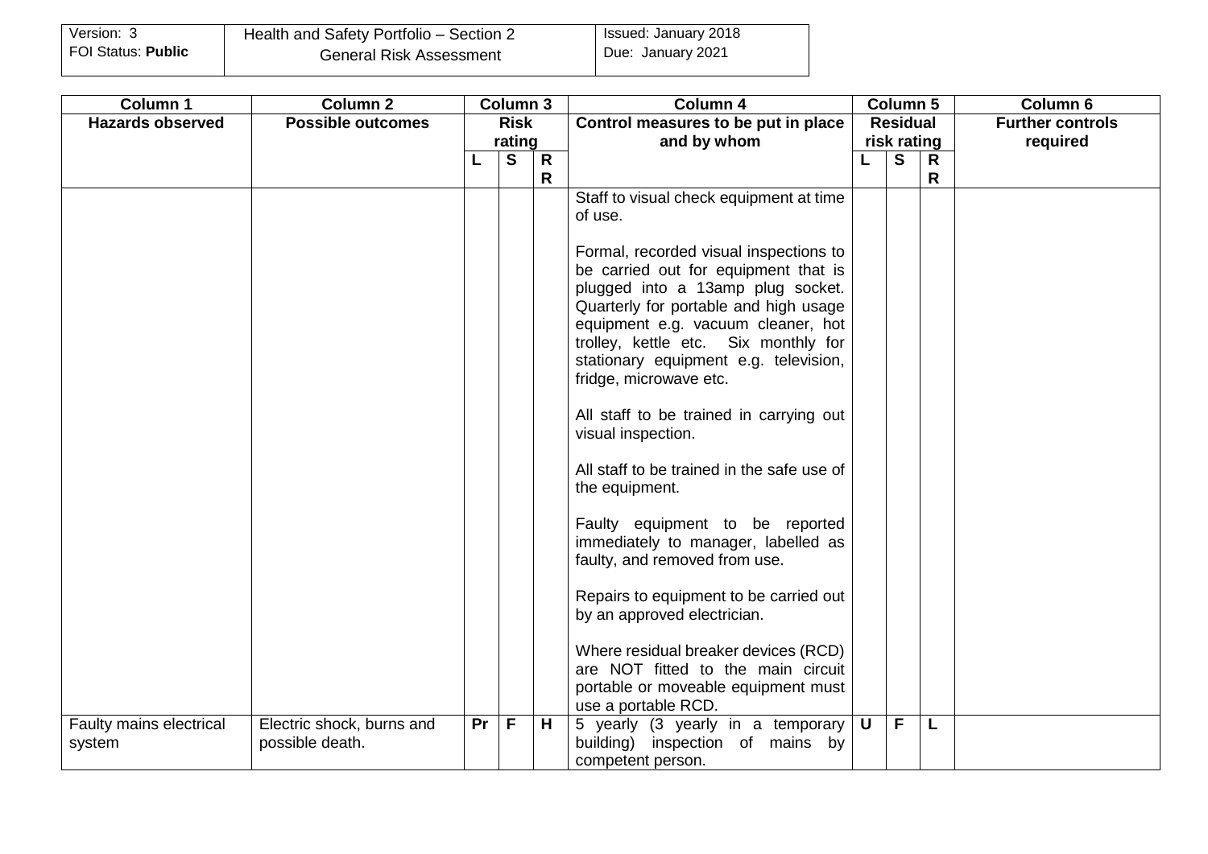| Column 1 | Column 2 | Column 3 | | | Column 4 | Column 5 | | | Column 6 |
|---|---|---|---|---|---|---|---|---|---|
| **Hazards observed** | **Possible outcomes** | **Risk rating** | | | **Control measures to be put in place and by whom** | **Residual risk rating** | | | **Further controls required** |
| | | **L** | **S** | **RR** | | **L** | **S** | **RR** | |
| | | | | | Staff to visual check equipment at time of use.<br><br>Formal, recorded visual inspections to be carried out for equipment that is plugged into a 13amp plug socket. Quarterly for portable and high usage equipment e.g. vacuum cleaner, hot trolley, kettle etc. Six monthly for stationary equipment e.g. television, fridge, microwave etc.<br><br>All staff to be trained in carrying out visual inspection.<br><br>All staff to be trained in the safe use of the equipment.<br><br>Faulty equipment to be reported immediately to manager, labelled as faulty, and removed from use.<br><br>Repairs to equipment to be carried out by an approved electrician.<br><br>Where residual breaker devices (RCD) are NOT fitted to the main circuit portable or moveable equipment must use a portable RCD. | | | | |
| Faulty mains electrical system | Electric shock, burns and possible death. | Pr | F | H | 5 yearly (3 yearly in a temporary building) inspection of mains by competent person. | U | F | L | |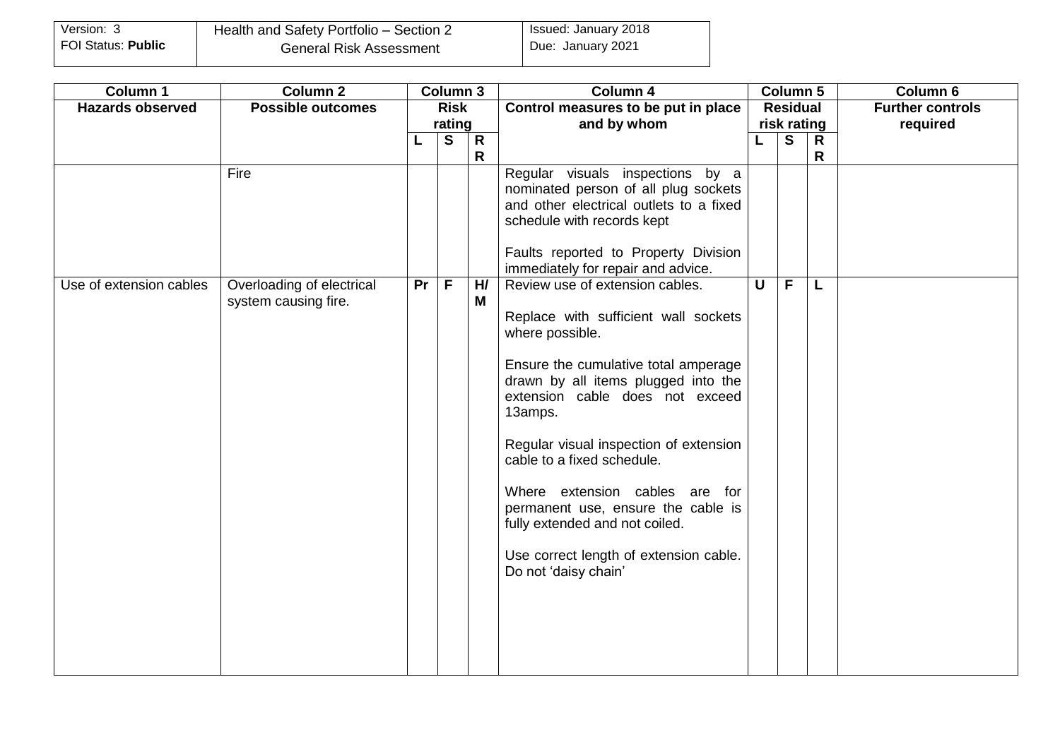| Column 1 | Column 2 | Column 3 | | | Column 4 | Column 5 | | | Column 6 |
|---|---|---|---|---|---|---|---|---|---|
| **Hazards observed** | **Possible outcomes** | **Risk rating** | | | **Control measures to be put in place and by whom** | **Residual risk rating** | | | **Further controls required** |
| | | **L** | **S** | **RR** | | **L** | **S** | **RR** | |
| | Fire | | | | Regular visuals inspections by a nominated person of all plug sockets and other electrical outlets to a fixed schedule with records kept<br><br>Faults reported to Property Division immediately for repair and advice. | | | | |
| Use of extension cables | Overloading of electrical system causing fire. | **Pr** | **F** | **H/M** | Review use of extension cables.<br><br>Replace with sufficient wall sockets where possible.<br><br>Ensure the cumulative total amperage drawn by all items plugged into the extension cable does not exceed 13amps.<br><br>Regular visual inspection of extension cable to a fixed schedule.<br><br>Where extension cables are for permanent use, ensure the cable is fully extended and not coiled.<br><br>Use correct length of extension cable. Do not 'daisy chain' | **U** | **F** | **L** | |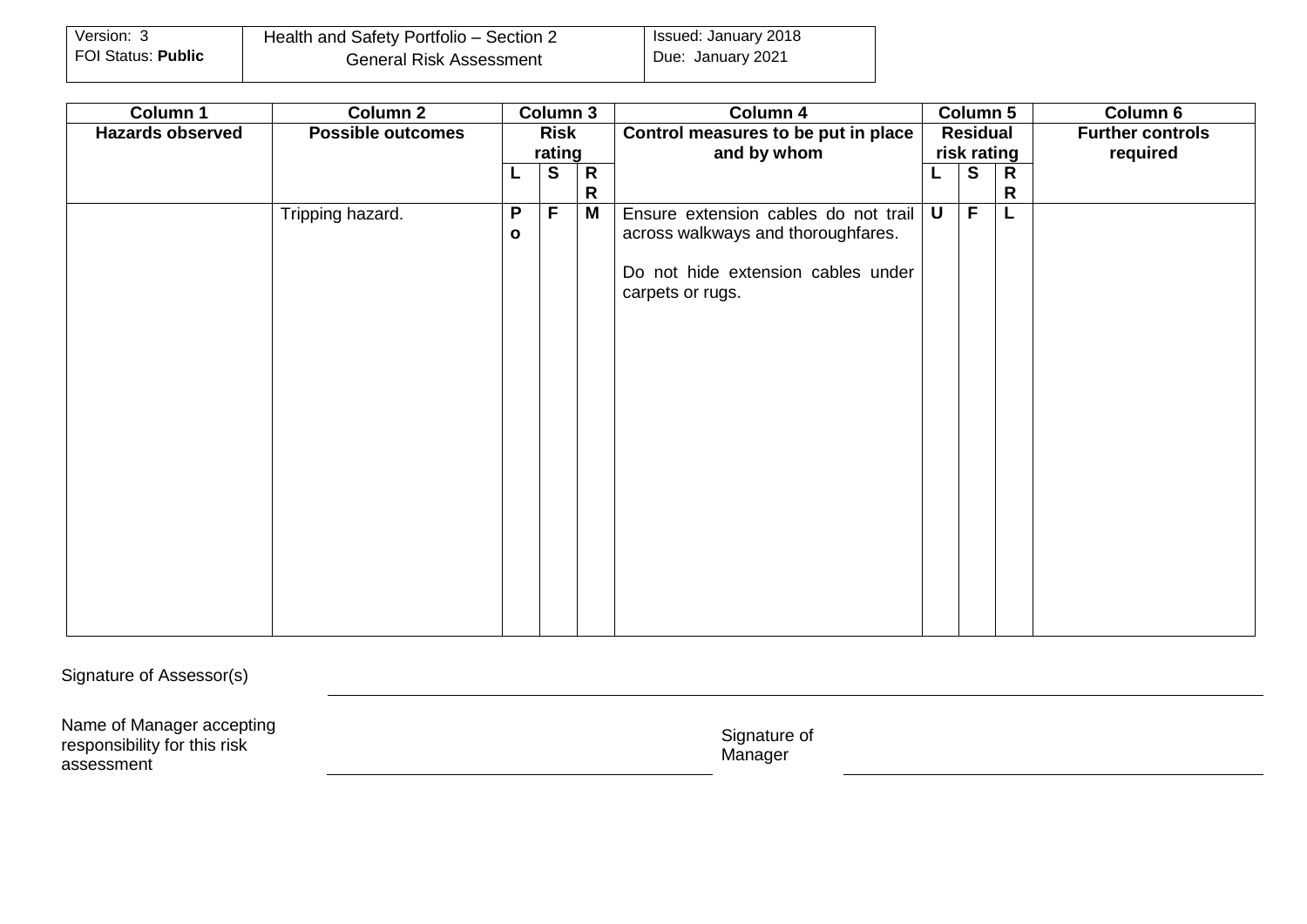| Column 1 | Column 2 | Column 3 | | | Column 4 | Column 5 | | | Column 6 |
|---|---|---|---|---|---|---|---|---|---|
| **Hazards observed** | **Possible outcomes** | **Risk rating** | | | **Control measures to be put in place and by whom** | **Residual risk rating** | | | **Further controls required** |
| | | **L** | **S** | **RR** | | **L** | **S** | **RR** | |
| | Tripping hazard. | **Po** | **F** | **M** | Ensure extension cables do not trail across walkways and thoroughfares.<br><br>Do not hide extension cables under carpets or rugs. | **U** | **F** | **L** | |

Signature of Assessor(s) \_\_\_\_\_\_\_\_\_\_\_\_\_\_\_\_\_\_\_\_\_\_\_\_\_\_\_\_\_\_\_\_\_\_\_\_\_\_\_\_

Name of Manager accepting responsibility for this risk assessment \_\_\_\_\_\_\_\_\_\_\_\_\_\_\_\_\_\_\_\_\_\_\_\_ Signature of Manager \_\_\_\_\_\_\_\_\_\_\_\_\_\_\_\_\_\_\_\_\_\_\_\_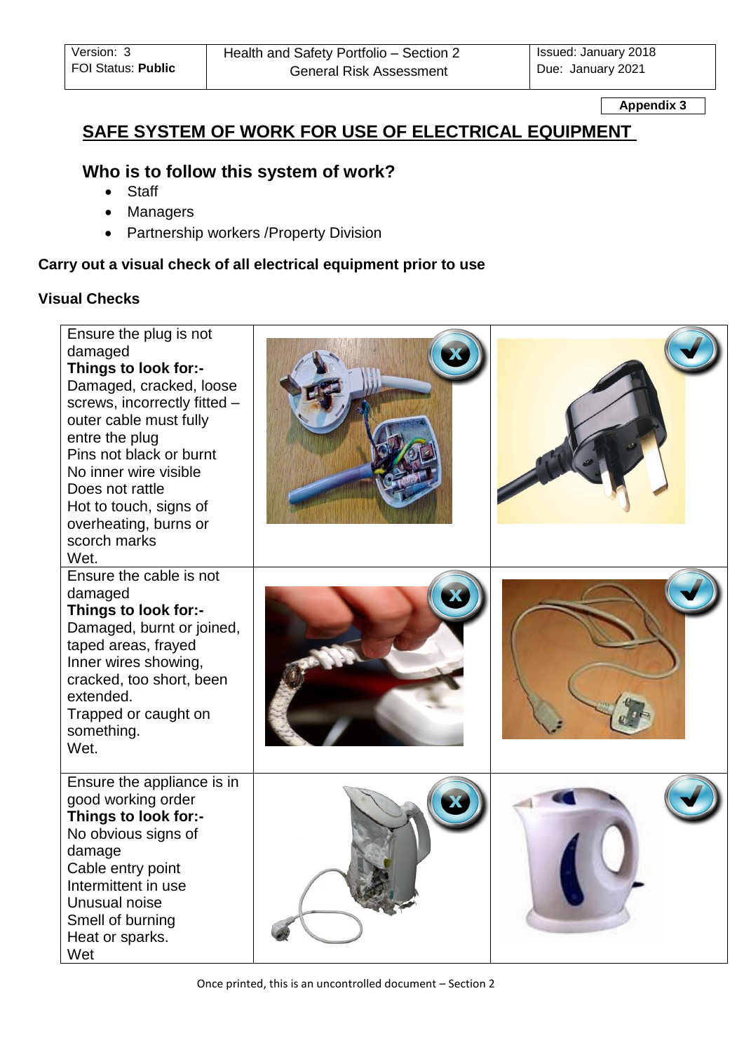Appendix 3

# SAFE SYSTEM OF WORK FOR USE OF ELECTRICAL EQUIPMENT

## Who is to follow this system of work?

- Staff
- Managers
- Partnership workers /Property Division

**Carry out a visual check of all electrical equipment prior to use**

**Visual Checks**

| | | |
|---|---|---|
| Ensure the plug is not damaged<br>**Things to look for:-**<br>Damaged, cracked, loose screws, incorrectly fitted – outer cable must fully entre the plug<br>Pins not black or burnt<br>No inner wire visible<br>Does not rattle<br>Hot to touch, signs of overheating, burns or scorch marks<br>Wet. | | |
| Ensure the cable is not damaged<br>**Things to look for:-**<br>Damaged, burnt or joined, taped areas, frayed<br>Inner wires showing, cracked, too short, been extended.<br>Trapped or caught on something.<br>Wet. | | |
| Ensure the appliance is in good working order<br>**Things to look for:-**<br>No obvious signs of damage<br>Cable entry point<br>Intermittent in use<br>Unusual noise<br>Smell of burning<br>Heat or sparks.<br>Wet | | |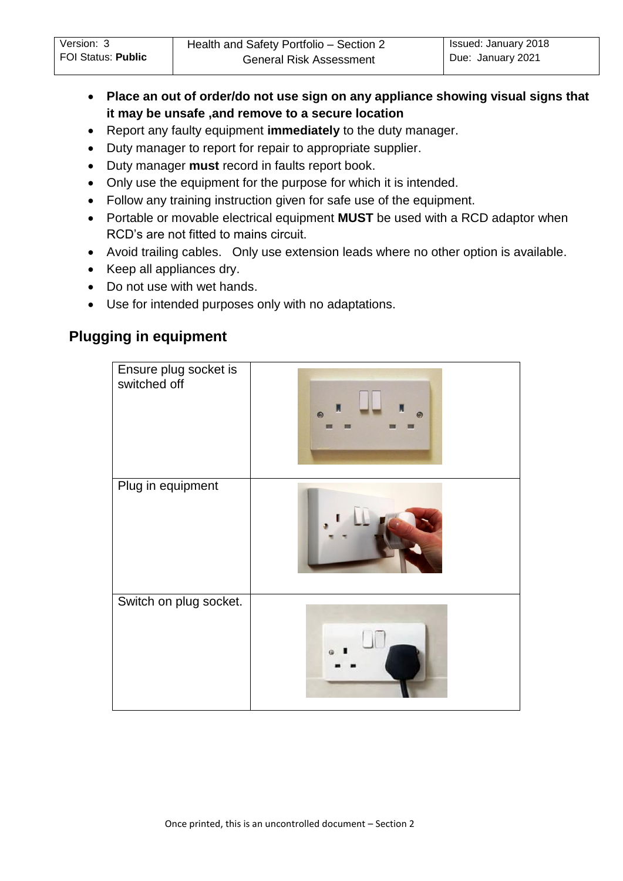- **Place an out of order/do not use sign on any appliance showing visual signs that it may be unsafe ,and remove to a secure location**
- Report any faulty equipment **immediately** to the duty manager.
- Duty manager to report for repair to appropriate supplier.
- Duty manager **must** record in faults report book.
- Only use the equipment for the purpose for which it is intended.
- Follow any training instruction given for safe use of the equipment.
- Portable or movable electrical equipment **MUST** be used with a RCD adaptor when RCD's are not fitted to mains circuit.
- Avoid trailing cables. Only use extension leads where no other option is available.
- Keep all appliances dry.
- Do not use with wet hands.
- Use for intended purposes only with no adaptations.

## Plugging in equipment

| | |
|---|---|
| Ensure plug socket is switched off | |
| Plug in equipment | |
| Switch on plug socket. | |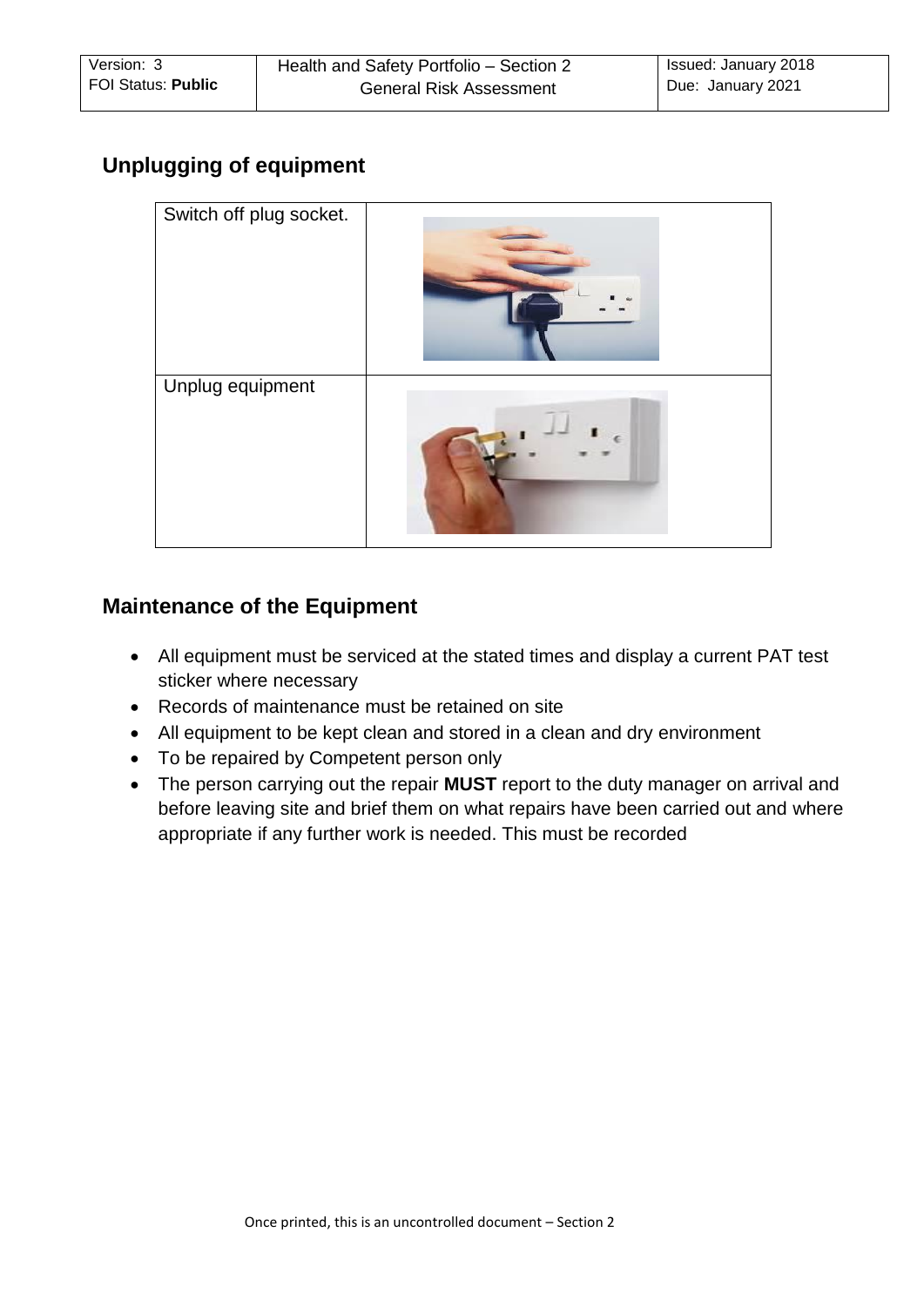## Unplugging of equipment

| | |
|---|---|
| Switch off plug socket. | |
| Unplug equipment | |

## Maintenance of the Equipment

- All equipment must be serviced at the stated times and display a current PAT test sticker where necessary
- Records of maintenance must be retained on site
- All equipment to be kept clean and stored in a clean and dry environment
- To be repaired by Competent person only
- The person carrying out the repair **MUST** report to the duty manager on arrival and before leaving site and brief them on what repairs have been carried out and where appropriate if any further work is needed. This must be recorded